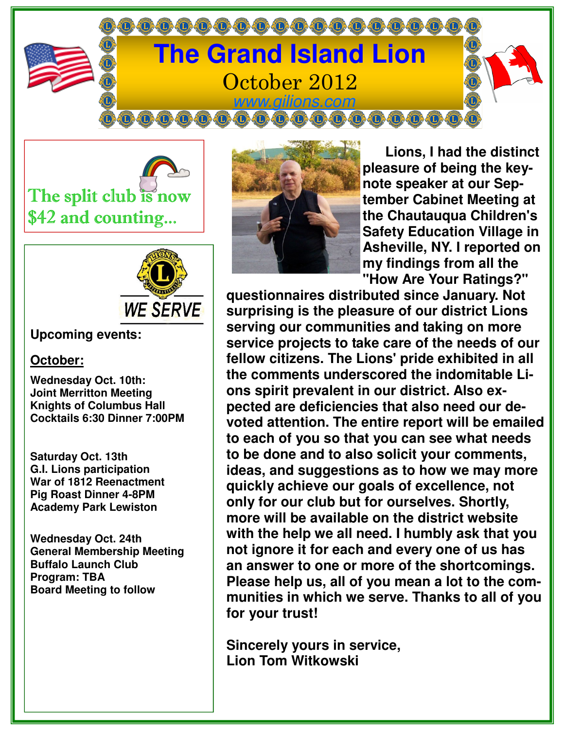# The Grand Island Lion

October 2012

www.gilions.com

The split club is now $42 and counting...

WE SERVE

**Upcoming events:**

**October:**

**Wednesday Oct. 10th:**
**Joint Merritton Meeting**
**Knights of Columbus Hall**
**Cocktails 6:30 Dinner 7:00PM**

**Saturday Oct. 13th**
**G.I. Lions participation**
**War of 1812 Reenactment**
**Pig Roast Dinner 4-8PM**
**Academy Park Lewiston**

**Wednesday Oct. 24th**
**General Membership Meeting**
**Buffalo Launch Club**
**Program: TBA**
**Board Meeting to follow**

**Lions, I had the distinct pleasure of being the keynote speaker at our September Cabinet Meeting at the Chautauqua Children's Safety Education Village in Asheville, NY. I reported on my findings from all the "How Are Your Ratings?" questionnaires distributed since January. Not surprising is the pleasure of our district Lions serving our communities and taking on more service projects to take care of the needs of our fellow citizens. The Lions' pride exhibited in all the comments underscored the indomitable Lions spirit prevalent in our district. Also expected are deficiencies that also need our devoted attention. The entire report will be emailed to each of you so that you can see what needs to be done and to also solicit your comments, ideas, and suggestions as to how we may more quickly achieve our goals of excellence, not only for our club but for ourselves. Shortly, more will be available on the district website with the help we all need. I humbly ask that you not ignore it for each and every one of us has an answer to one or more of the shortcomings. Please help us, all of you mean a lot to the communities in which we serve. Thanks to all of you for your trust!**

**Sincerely yours in service,**
**Lion Tom Witkowski**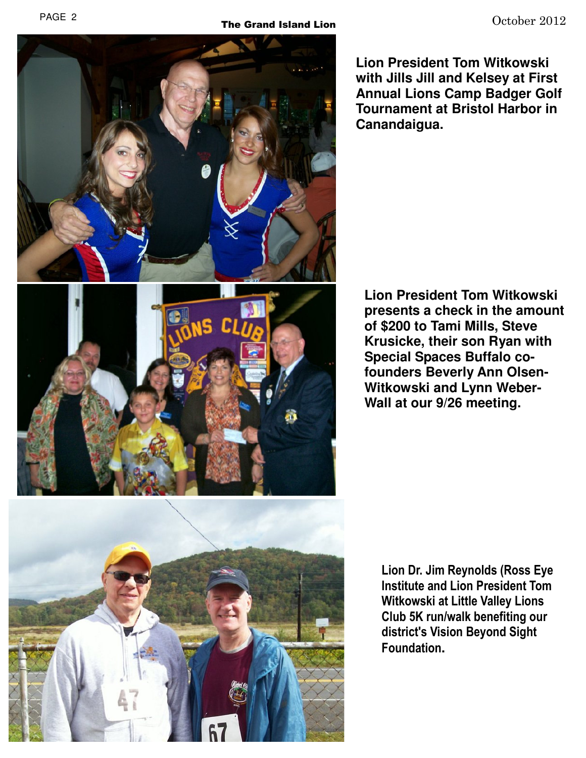**Lion President Tom Witkowski with Jills Jill and Kelsey at First Annual Lions Camp Badger Golf Tournament at Bristol Harbor in Canandaigua.**

**Lion President Tom Witkowski presents a check in the amount of $200 to Tami Mills, Steve Krusicke, their son Ryan with Special Spaces Buffalo co-founders Beverly Ann Olsen-Witkowski and Lynn Weber-Wall at our 9/26 meeting.**

**Lion Dr. Jim Reynolds (Ross Eye Institute and Lion President Tom Witkowski at Little Valley Lions Club 5K run/walk benefiting our district's Vision Beyond Sight Foundation.**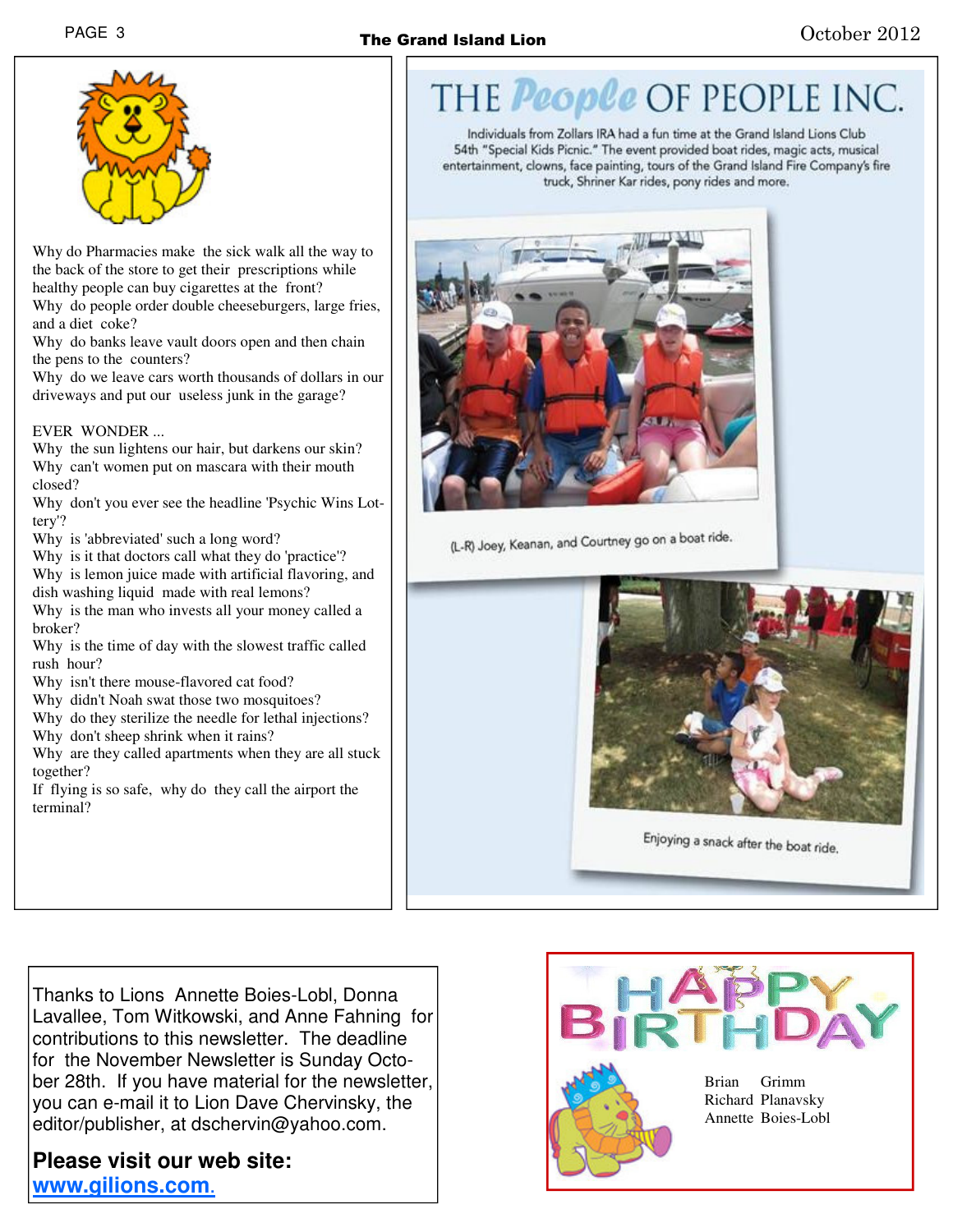Why do Pharmacies make the sick walk all the way to the back of the store to get their prescriptions while healthy people can buy cigarettes at the front?
Why do people order double cheeseburgers, large fries, and a diet coke?
Why do banks leave vault doors open and then chain the pens to the counters?
Why do we leave cars worth thousands of dollars in our driveways and put our useless junk in the garage?

EVER WONDER ...
Why the sun lightens our hair, but darkens our skin?
Why can't women put on mascara with their mouth closed?
Why don't you ever see the headline 'Psychic Wins Lottery'?
Why is 'abbreviated' such a long word?
Why is it that doctors call what they do 'practice'?
Why is lemon juice made with artificial flavoring, and dish washing liquid made with real lemons?
Why is the man who invests all your money called a broker?
Why is the time of day with the slowest traffic called rush hour?
Why isn't there mouse-flavored cat food?
Why didn't Noah swat those two mosquitoes?
Why do they sterilize the needle for lethal injections?
Why don't sheep shrink when it rains?
Why are they called apartments when they are all stuck together?
If flying is so safe, why do they call the airport the terminal?

# THE *People* OF PEOPLE INC.

Individuals from Zollars IRA had a fun time at the Grand Island Lions Club 54th "Special Kids Picnic." The event provided boat rides, magic acts, musical entertainment, clowns, face painting, tours of the Grand Island Fire Company's fire truck, Shriner Kar rides, pony rides and more.

(L-R) Joey, Keanan, and Courtney go on a boat ride.

Enjoying a snack after the boat ride.

Thanks to Lions Annette Boies-Lobl, Donna Lavallee, Tom Witkowski, and Anne Fahning for contributions to this newsletter. The deadline for the November Newsletter is Sunday October 28th. If you have material for the newsletter, you can e-mail it to Lion Dave Chervinsky, the editor/publisher, at dschervin@yahoo.com.

**Please visit our web site:**
**www.gilions.com.**

**HAPPY BIRTHDAY**

Brian Grimm
Richard Planavsky
Annette Boies-Lobl